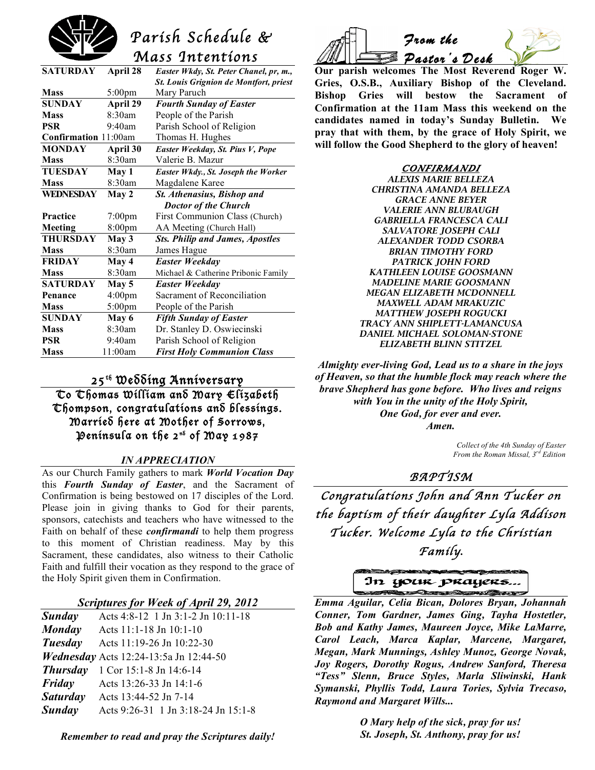# Parish Schedule & Mass Intentions

| SATURDAY | April 28 | *Easter Wkdy, St. Peter Chanel, pr, m., St. Louis Grignion de Montfort, priest* |
|---|---|---|
| Mass | 5:00pm | Mary Paruch |
| **SUNDAY** | **April 29** | ***Fourth Sunday of Easter*** |
| Mass | 8:30am | People of the Parish |
| PSR | 9:40am | Parish School of Religion |
| Confirmation | 11:00am | Thomas H. Hughes |
| **MONDAY** | **April 30** | ***Easter Weekday, St. Pius V, Pope*** |
| Mass | 8:30am | Valerie B. Mazur |
| **TUESDAY** | **May 1** | ***Easter Wkdy., St. Joseph the Worker*** |
| Mass | 8:30am | Magdalene Karee |
| **WEDNESDAY** | **May 2** | ***St. Athenasius, Bishop and Doctor of the Church*** |
| Practice | 7:00pm | First Communion Class (Church) |
| Meeting | 8:00pm | AA Meeting (Church Hall) |
| **THURSDAY** | **May 3** | ***Sts. Philip and James, Apostles*** |
| Mass | 8:30am | James Hague |
| **FRIDAY** | **May 4** | ***Easter Weekday*** |
| Mass | 8:30am | Michael & Catherine Pribonic Family |
| **SATURDAY** | **May 5** | ***Easter Weekday*** |
| Penance | 4:00pm | Sacrament of Reconciliation |
| Mass | 5:00pm | People of the Parish |
| **SUNDAY** | **May 6** | ***Fifth Sunday of Easter*** |
| Mass | 8:30am | Dr. Stanley D. Oswiecinski |
| PSR | 9:40am | Parish School of Religion |
| Mass | 11:00am | ***First Holy Communion Class*** |

## 25th Wedding Anniversary

To Thomas William and Mary Elizabeth Thompson, congratulations and blessings. Married here at Mother of Sorrows, Peninsula on the 2nd of May 1987

### *IN APPRECIATION*

As our Church Family gathers to mark ***World Vocation Day*** this ***Fourth Sunday of Easter***, and the Sacrament of Confirmation is being bestowed on 17 disciples of the Lord. Please join in giving thanks to God for their parents, sponsors, catechists and teachers who have witnessed to the Faith on behalf of these ***confirmandi*** to help them progress to this moment of Christian readiness. May by this Sacrament, these candidates, also witness to their Catholic Faith and fulfill their vocation as they respond to the grace of the Holy Spirit given them in Confirmation.

### *Scriptures for Week of April 29, 2012*

| | |
|---|---|
| ***Sunday*** | Acts 4:8-12 1 Jn 3:1-2 Jn 10:11-18 |
| ***Monday*** | Acts 11:1-18 Jn 10:1-10 |
| ***Tuesday*** | Acts 11:19-26 Jn 10:22-30 |
| ***Wednesday*** | Acts 12:24-13:5a Jn 12:44-50 |
| ***Thursday*** | 1 Cor 15:1-8 Jn 14:6-14 |
| ***Friday*** | Acts 13:26-33 Jn 14:1-6 |
| ***Saturday*** | Acts 13:44-52 Jn 7-14 |
| ***Sunday*** | Acts 9:26-31 1 Jn 3:18-24 Jn 15:1-8 |

***Remember to read and pray the Scriptures daily!***

## *From the Pastor's Desk*

**Our parish welcomes The Most Reverend Roger W. Gries, O.S.B., Auxiliary Bishop of the Cleveland. Bishop Gries will bestow the Sacrament of Confirmation at the 11am Mass this weekend on the candidates named in today's Sunday Bulletin. We pray that with them, by the grace of Holy Spirit, we will follow the Good Shepherd to the glory of heaven!**

### *CONFIRMANDI*

*ALEXIS MARIE BELLEZA*
*CHRISTINA AMANDA BELLEZA*
*GRACE ANNE BEYER*
*VALERIE ANN BLUBAUGH*
*GABRIELLA FRANCESCA CALI*
*SALVATORE JOSEPH CALI*
*ALEXANDER TODD CSORBA*
*BRIAN TIMOTHY FORD*
*PATRICK JOHN FORD*
*KATHLEEN LOUISE GOOSMANN*
*MADELINE MARIE GOOSMANN*
*MEGAN ELIZABETH MCDONNELL*
*MAXWELL ADAM MRAKUZIC*
*MATTHEW JOSEPH ROGUCKI*
*TRACY ANN SHIPLETT-LAMANCUSA*
*DANIEL MICHAEL SOLOMAN-STONE*
*ELIZABETH BLINN STITZEL*

***Almighty ever-living God, Lead us to a share in the joys of Heaven, so that the humble flock may reach where the brave Shepherd has gone before. Who lives and reigns with You in the unity of the Holy Spirit, One God, for ever and ever. Amen.***

*Collect of the 4th Sunday of Easter*
*From the Roman Missal, 3rd Edition*

## *BAPTISM*

*Congratulations John and Ann Tucker on the baptism of their daughter Lyla Addison Tucker. Welcome Lyla to the Christian Family.*

## In your prayers...

***Emma Aguilar, Celia Bican, Dolores Bryan, Johannah Conner, Tom Gardner, James Ging, Tayha Hostetler, Bob and Kathy James, Maureen Joyce, Mike LaMarre, Carol Leach, Marca Kaplar, Marcene, Margaret, Megan, Mark Munnings, Ashley Munoz, George Novak, Joy Rogers, Dorothy Rogus, Andrew Sanford, Theresa "Tess" Slenn, Bruce Styles, Marla Sliwinski, Hank Symanski, Phyllis Todd, Laura Tories, Sylvia Trecaso, Raymond and Margaret Wills...***

***O Mary help of the sick, pray for us!***
***St. Joseph, St. Anthony, pray for us!***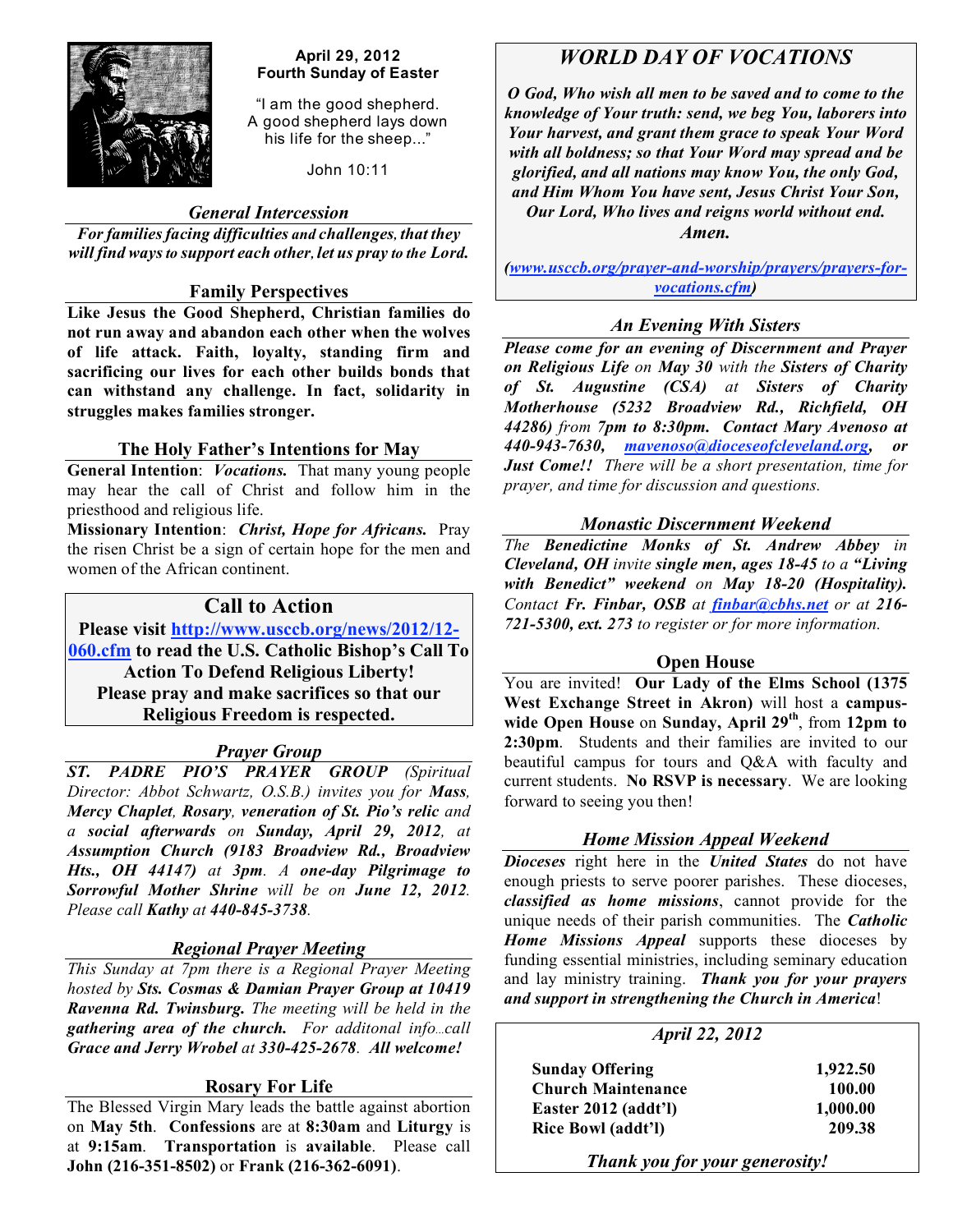**April 29, 2012**
**Fourth Sunday of Easter**

"I am the good shepherd. A good shepherd lays down his life for the sheep..."

John 10:11

### *General Intercession*

***For families facing difficulties and challenges, that they will find ways to support each other, let us pray to the Lord.***

### Family Perspectives

**Like Jesus the Good Shepherd, Christian families do not run away and abandon each other when the wolves of life attack. Faith, loyalty, standing firm and sacrificing our lives for each other builds bonds that can withstand any challenge. In fact, solidarity in struggles makes families stronger.**

### The Holy Father's Intentions for May

**General Intention**: ***Vocations.*** That many young people may hear the call of Christ and follow him in the priesthood and religious life.

**Missionary Intention**: ***Christ, Hope for Africans.*** Pray the risen Christ be a sign of certain hope for the men and women of the African continent.

### Call to Action

**Please visit http://www.usccb.org/news/2012/12-060.cfm to read the U.S. Catholic Bishop's Call To Action To Defend Religious Liberty! Please pray and make sacrifices so that our Religious Freedom is respected.**

### *Prayer Group*

***ST. PADRE PIO'S PRAYER GROUP*** *(Spiritual Director: Abbot Schwartz, O.S.B.) invites you for* ***Mass, Mercy Chaplet, Rosary, veneration of St. Pio's relic*** *and a* ***social afterwards*** *on* ***Sunday, April 29, 2012****, at* ***Assumption Church (9183 Broadview Rd., Broadview Hts., OH 44147)*** *at* ***3pm****. A* ***one-day Pilgrimage to Sorrowful Mother Shrine*** *will be on* ***June 12, 2012****. Please call* ***Kathy*** *at* ***440-845-3738****.*

### *Regional Prayer Meeting*

*This Sunday at 7pm there is a Regional Prayer Meeting hosted by* ***Sts. Cosmas & Damian Prayer Group at 10419 Ravenna Rd. Twinsburg.*** *The meeting will be held in the* ***gathering area of the church.*** *For additonal info…call* ***Grace and Jerry Wrobel*** *at* ***330-425-2678****.* ***All welcome!***

### Rosary For Life

The Blessed Virgin Mary leads the battle against abortion on **May 5th**. **Confessions** are at **8:30am** and **Liturgy** is at **9:15am**. **Transportation** is **available**. Please call **John (216-351-8502)** or **Frank (216-362-6091)**.

## *WORLD DAY OF VOCATIONS*

***O God, Who wish all men to be saved and to come to the knowledge of Your truth: send, we beg You, laborers into Your harvest, and grant them grace to speak Your Word with all boldness; so that Your Word may spread and be glorified, and all nations may know You, the only God, and Him Whom You have sent, Jesus Christ Your Son, Our Lord, Who lives and reigns world without end. Amen.***

***(www.usccb.org/prayer-and-worship/prayers/prayers-for-vocations.cfm)***

### *An Evening With Sisters*

***Please come for an evening of Discernment and Prayer on Religious Life*** *on* ***May 30*** *with the* ***Sisters of Charity of St. Augustine (CSA)*** *at* ***Sisters of Charity Motherhouse (5232 Broadview Rd., Richfield, OH 44286)*** *from* ***7pm to 8:30pm. Contact Mary Avenoso at 440-943-7630, mavenoso@dioceseofcleveland.org, or Just Come!!*** *There will be a short presentation, time for prayer, and time for discussion and questions.*

### *Monastic Discernment Weekend*

*The* ***Benedictine Monks of St. Andrew Abbey*** *in* ***Cleveland, OH*** *invite* ***single men, ages 18-45*** *to a* ***"Living with Benedict" weekend*** *on* ***May 18-20 (Hospitality).*** *Contact* ***Fr. Finbar, OSB*** *at* ***finbar@cbhs.net*** *or at* ***216-721-5300, ext. 273*** *to register or for more information.*

### Open House

You are invited! **Our Lady of the Elms School (1375 West Exchange Street in Akron)** will host a **campus-wide Open House** on **Sunday, April 29th**, from **12pm to 2:30pm**. Students and their families are invited to our beautiful campus for tours and Q&A with faculty and current students. **No RSVP is necessary**. We are looking forward to seeing you then!

### *Home Mission Appeal Weekend*

***Dioceses*** right here in the ***United States*** do not have enough priests to serve poorer parishes. These dioceses, ***classified as home missions***, cannot provide for the unique needs of their parish communities. The ***Catholic Home Missions Appeal*** supports these dioceses by funding essential ministries, including seminary education and lay ministry training. ***Thank you for your prayers and support in strengthening the Church in America***!

### *April 22, 2012*

| | |
|---|---|
| **Sunday Offering** | **1,922.50** |
| **Church Maintenance** | **100.00** |
| **Easter 2012 (addt'l)** | **1,000.00** |
| **Rice Bowl (addt'l)** | **209.38** |

***Thank you for your generosity!***